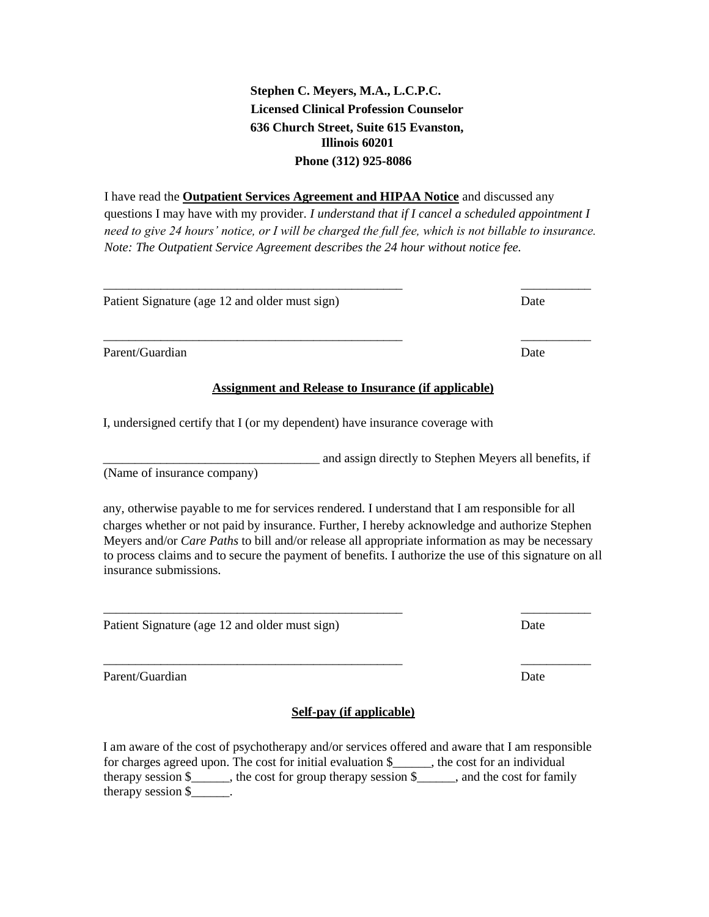**Stephen C. Meyers, M.A., L.C.P.C.**
**Licensed Clinical Profession Counselor**
**636 Church Street, Suite 615 Evanston, Illinois 60201**
**Phone (312) 925-8086**

I have read the **Outpatient Services Agreement and HIPAA Notice** and discussed any questions I may have with my provider. *I understand that if I cancel a scheduled appointment I need to give 24 hours' notice, or I will be charged the full fee, which is not billable to insurance. Note: The Outpatient Service Agreement describes the 24 hour without notice fee.*

_______________________________________________ ___________

Patient Signature (age 12 and older must sign) Date

_______________________________________________ ___________

Parent/Guardian Date

**Assignment and Release to Insurance (if applicable)**

I, undersigned certify that I (or my dependent) have insurance coverage with

_________________________________ and assign directly to Stephen Meyers all benefits, if
(Name of insurance company)

any, otherwise payable to me for services rendered. I understand that I am responsible for all charges whether or not paid by insurance. Further, I hereby acknowledge and authorize Stephen Meyers and/or *Care Paths* to bill and/or release all appropriate information as may be necessary to process claims and to secure the payment of benefits. I authorize the use of this signature on all insurance submissions.

_______________________________________________ ___________

Patient Signature (age 12 and older must sign) Date

_______________________________________________ ___________

Parent/Guardian Date

**Self-pay (if applicable)**

I am aware of the cost of psychotherapy and/or services offered and aware that I am responsible for charges agreed upon. The cost for initial evaluation $______, the cost for an individual therapy session $______, the cost for group therapy session $______, and the cost for family therapy session $______.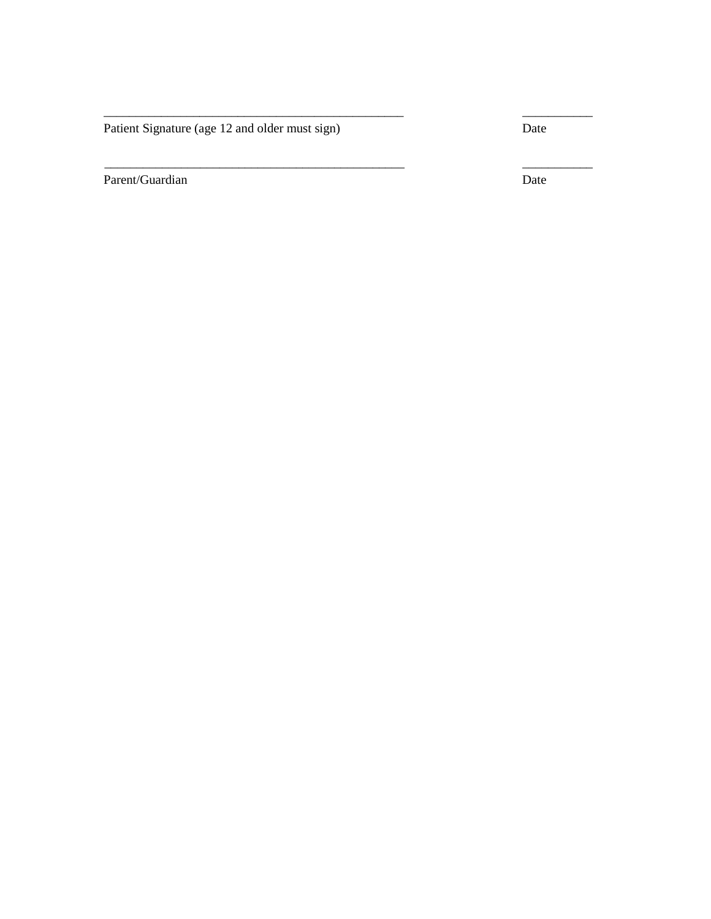_________________________________________________ ___________

Patient Signature (age 12 and older must sign) Date

_________________________________________________ ___________

Parent/Guardian Date